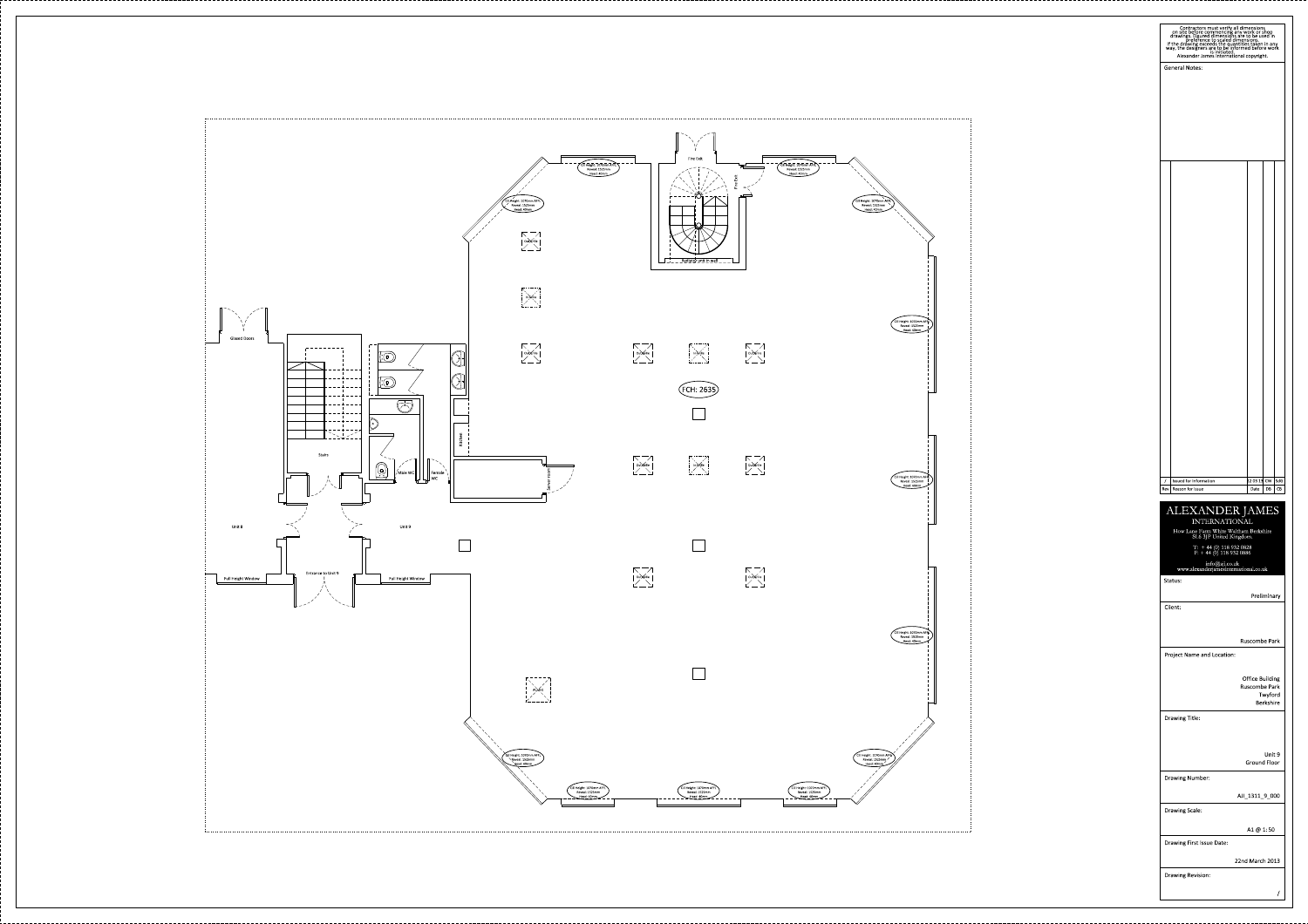Contractors must verify all dimensions on site before commencing any work or shop drawings. Figured dimensions are to be used in preference to scaled dimensions. If the drawing exceeds the quantities taken in any way, the designers are to be informed before work is initiated. Alexander James International copyright.

General Notes:

| Rev | Reason for Issue | Date | DB | CB |
|---|---|---|---|---|
| / | Issued for Information | 22.03.13 | CW | SJG |

# ALEXANDER JAMES INTERNATIONAL

How Lane Farm White Waltham Berkshire SL6 3JP United Kingdom

T: + 44 (0) 118 932 0828
F: + 44 (0) 118 932 0886

info@aji.co.uk
www.alexanderjamesinternational.co.uk

**Status:** Preliminary

**Client:** Ruscombe Park

**Project Name and Location:** Office Building, Ruscombe Park, Twyford, Berkshire

**Drawing Title:** Unit 9 Ground Floor

**Drawing Number:** AJI_1311_9_000

**Drawing Scale:** A1 @ 1:50

**Drawing First Issue Date:** 22nd March 2013

**Drawing Revision:** /

---

Fire Exit

Fire Exit

Glazed Doors

Stairs

Male WC

Female WC

Kitchen

Unit 8

Unit 9

Entrance to Unit 9

Full Height Window

Full Height Window

FCH: 2635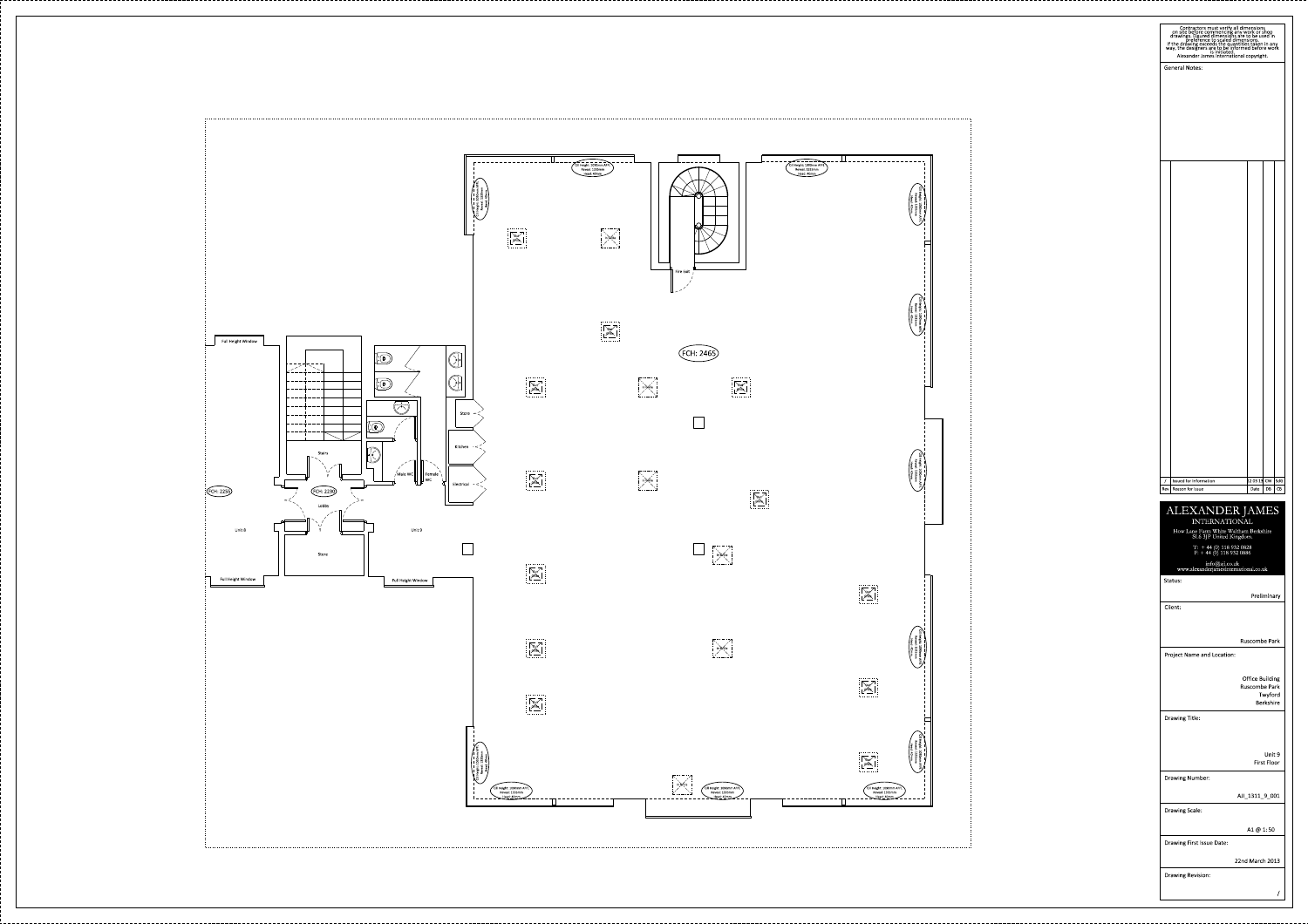Contractors must verify all dimensions on site before commencing any work or shop drawings. Figured dimensions are to be used in preference to scaled dimensions. If the drawing exceeds the quantities taken in any way, the designers are to be informed before work is initiated. Alexander James International copyright.

General Notes:

| Rev | Reason for Issue | Date | DB | CB |
|---|---|---|---|---|
| / | Issued for Information | 22.03.13 | CW | SJB |

# ALEXANDER JAMES INTERNATIONAL

How Lane Farm White Waltham Berkshire SL6 3JP United Kingdom

T: + 44 (0) 118 932 0828
F: + 44 (0) 118 932 0886

info@aji.co.uk
www.alexanderjamesinternational.co.uk

Status:

Preliminary

Client:

Ruscombe Park

Project Name and Location:

Office Building
Ruscombe Park
Twyford
Berkshire

Drawing Title:

Unit 9
First Floor

Drawing Number:

AJI_1311_9_001

Drawing Scale:

A1 @ 1:50

Drawing First Issue Date:

22nd March 2013

Drawing Revision:

/

Full Height Window

Stairs

Male WC

Female WC

Store

Kitchen

Electrical

FCH: 2250

FCH: 2290

Lobby

Unit 8

Unit 9

Store

Full Height Window

Full Height Window

Fire Exit

FCH: 2465